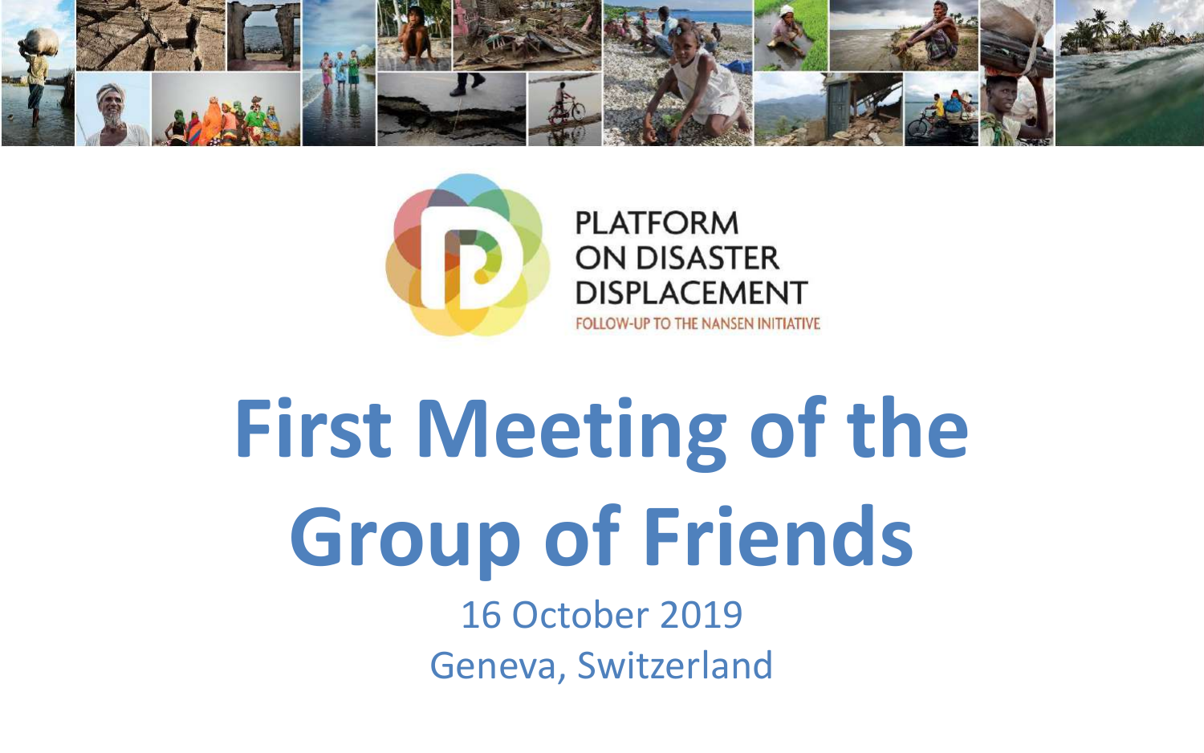PLATFORM ON DISASTER DISPLACEMENT

FOLLOW-UP TO THE NANSEN INITIATIVE

# First Meeting of the Group of Friends

16 October 2019

Geneva, Switzerland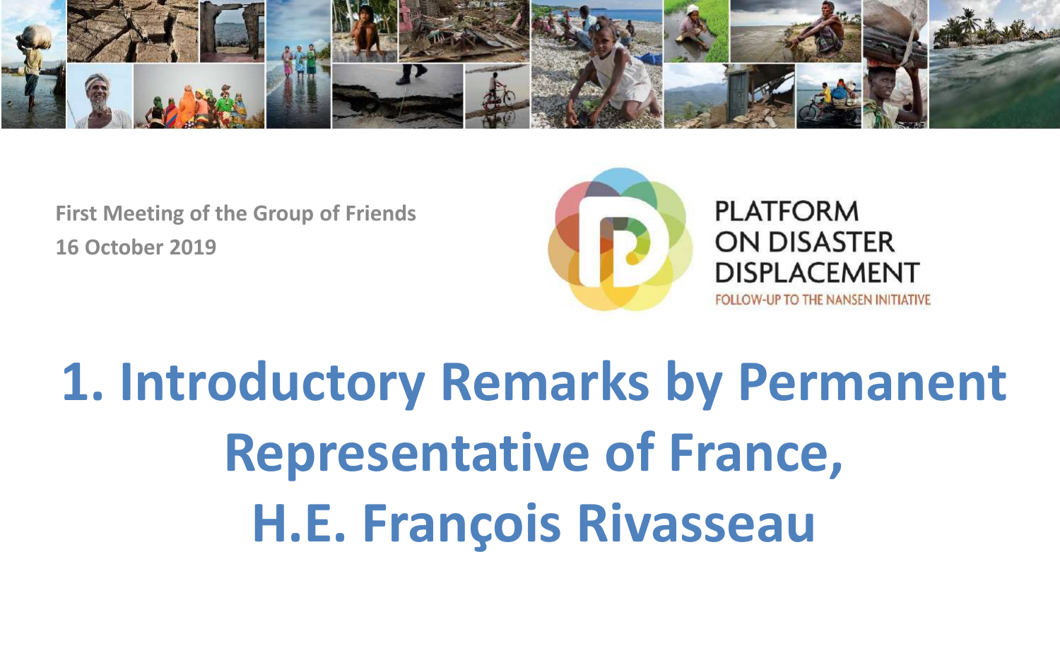First Meeting of the Group of Friends
16 October 2019

PLATFORM ON DISASTER DISPLACEMENT
FOLLOW-UP TO THE NANSEN INITIATIVE

# 1. Introductory Remarks by Permanent Representative of France, H.E. François Rivasseau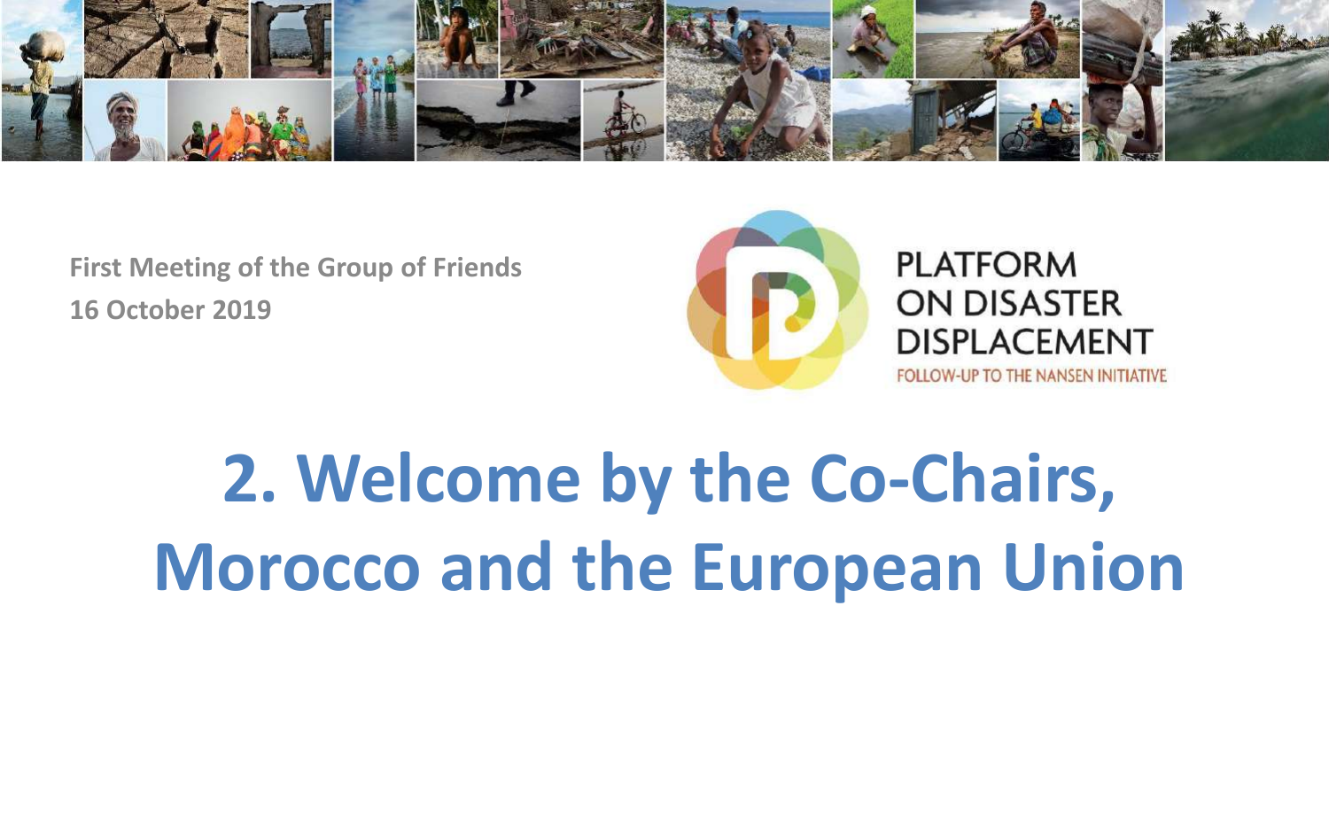**First Meeting of the Group of Friends**
**16 October 2019**

PLATFORM ON DISASTER DISPLACEMENT
FOLLOW-UP TO THE NANSEN INITIATIVE

# 2. Welcome by the Co-Chairs, Morocco and the European Union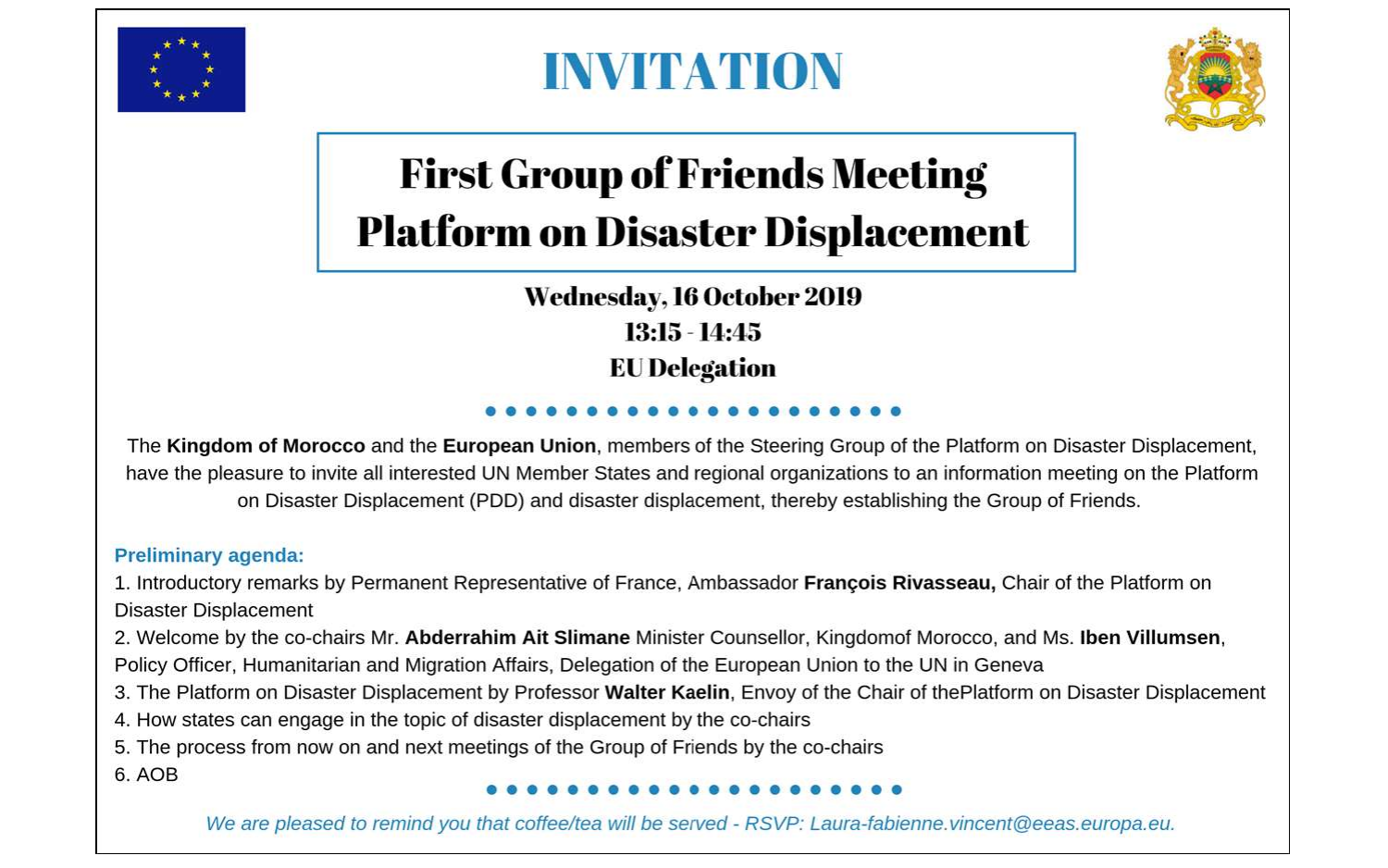# INVITATION

## First Group of Friends Meeting
## Platform on Disaster Displacement

**Wednesday, 16 October 2019**
**13:15 - 14:45**
**EU Delegation**

The **Kingdom of Morocco** and the **European Union**, members of the Steering Group of the Platform on Disaster Displacement, have the pleasure to invite all interested UN Member States and regional organizations to an information meeting on the Platform on Disaster Displacement (PDD) and disaster displacement, thereby establishing the Group of Friends.

**Preliminary agenda:**

1. Introductory remarks by Permanent Representative of France, Ambassador **François Rivasseau,** Chair of the Platform on Disaster Displacement
2. Welcome by the co-chairs Mr. **Abderrahim Ait Slimane** Minister Counsellor, Kingdomof Morocco, and Ms. **Iben Villumsen**, Policy Officer, Humanitarian and Migration Affairs, Delegation of the European Union to the UN in Geneva
3. The Platform on Disaster Displacement by Professor **Walter Kaelin**, Envoy of the Chair of thePlatform on Disaster Displacement
4. How states can engage in the topic of disaster displacement by the co-chairs
5. The process from now on and next meetings of the Group of Friends by the co-chairs
6. AOB

*We are pleased to remind you that coffee/tea will be served - RSVP: Laura-fabienne.vincent@eeas.europa.eu.*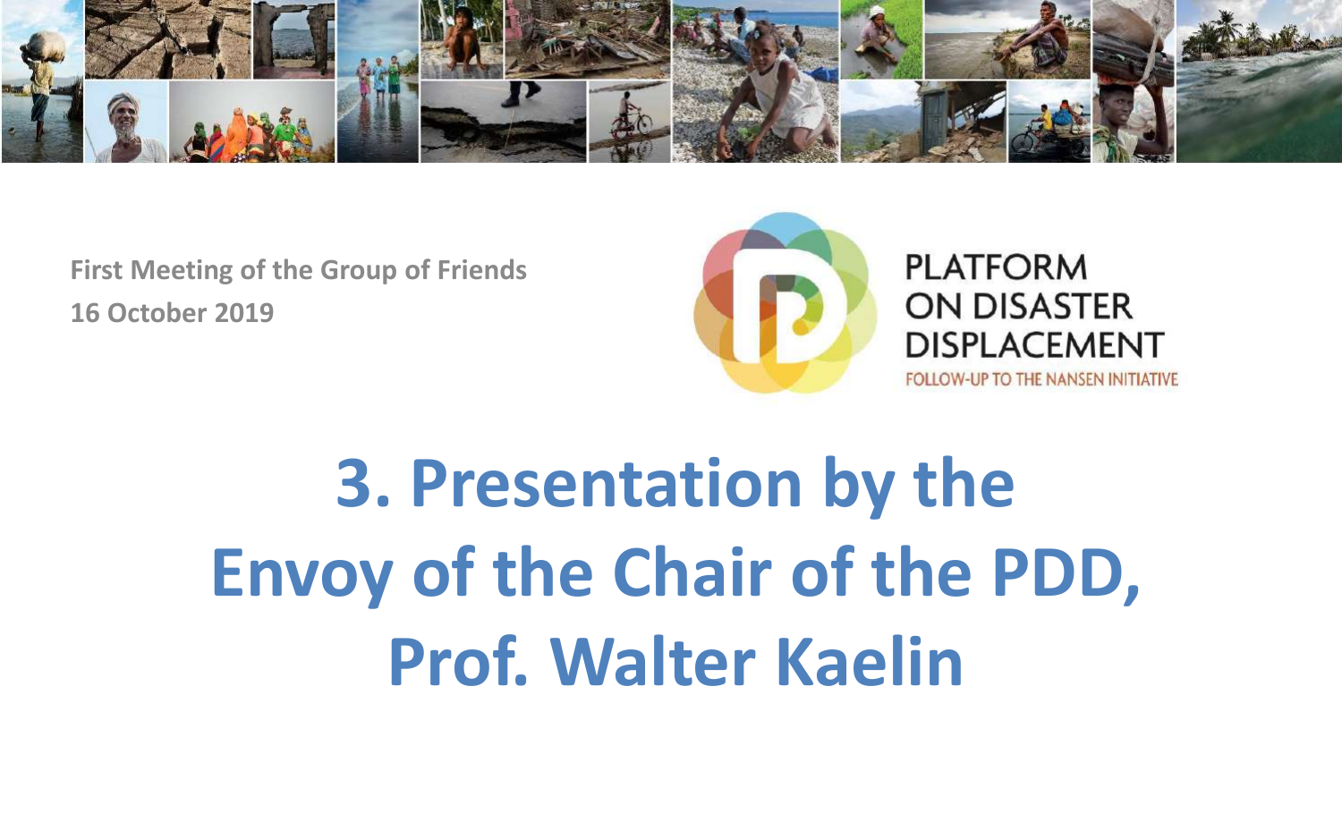First Meeting of the Group of Friends
16 October 2019

PLATFORM ON DISASTER DISPLACEMENT
FOLLOW-UP TO THE NANSEN INITIATIVE

# 3. Presentation by the Envoy of the Chair of the PDD, Prof. Walter Kaelin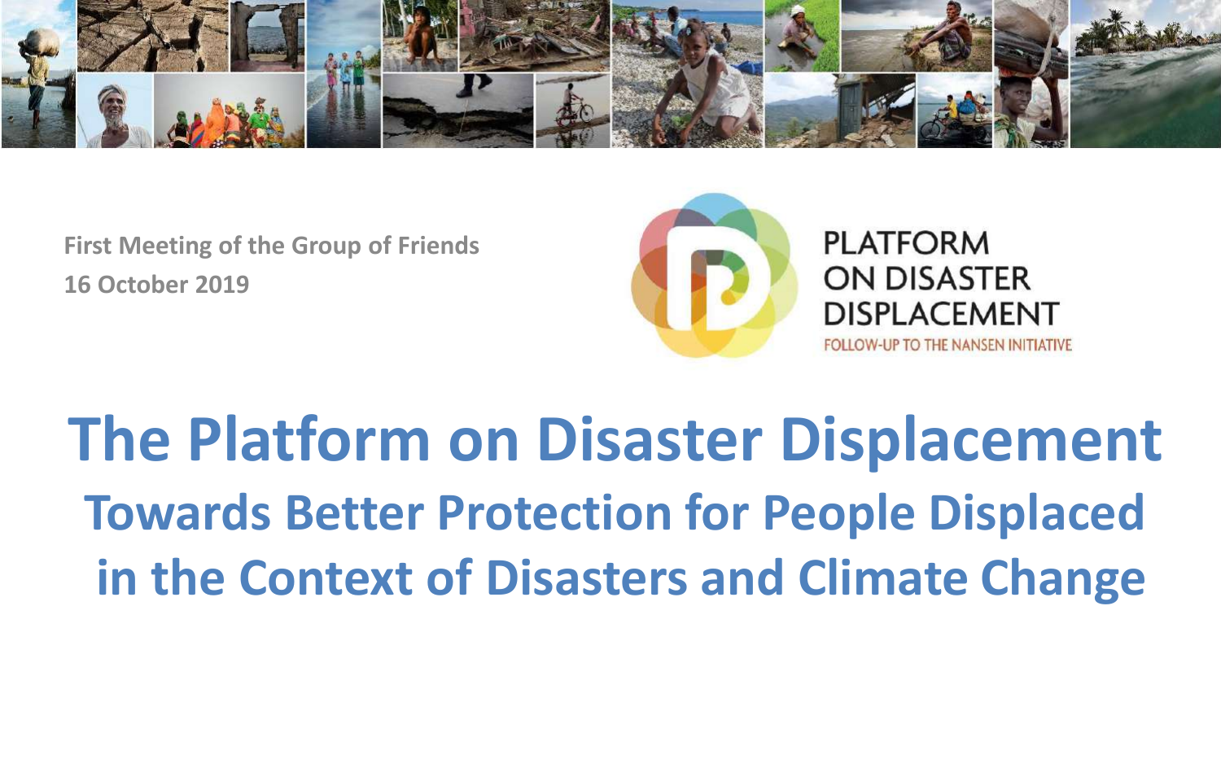First Meeting of the Group of Friends
16 October 2019

PLATFORM ON DISASTER DISPLACEMENT
FOLLOW-UP TO THE NANSEN INITIATIVE

# The Platform on Disaster Displacement

## Towards Better Protection for People Displaced in the Context of Disasters and Climate Change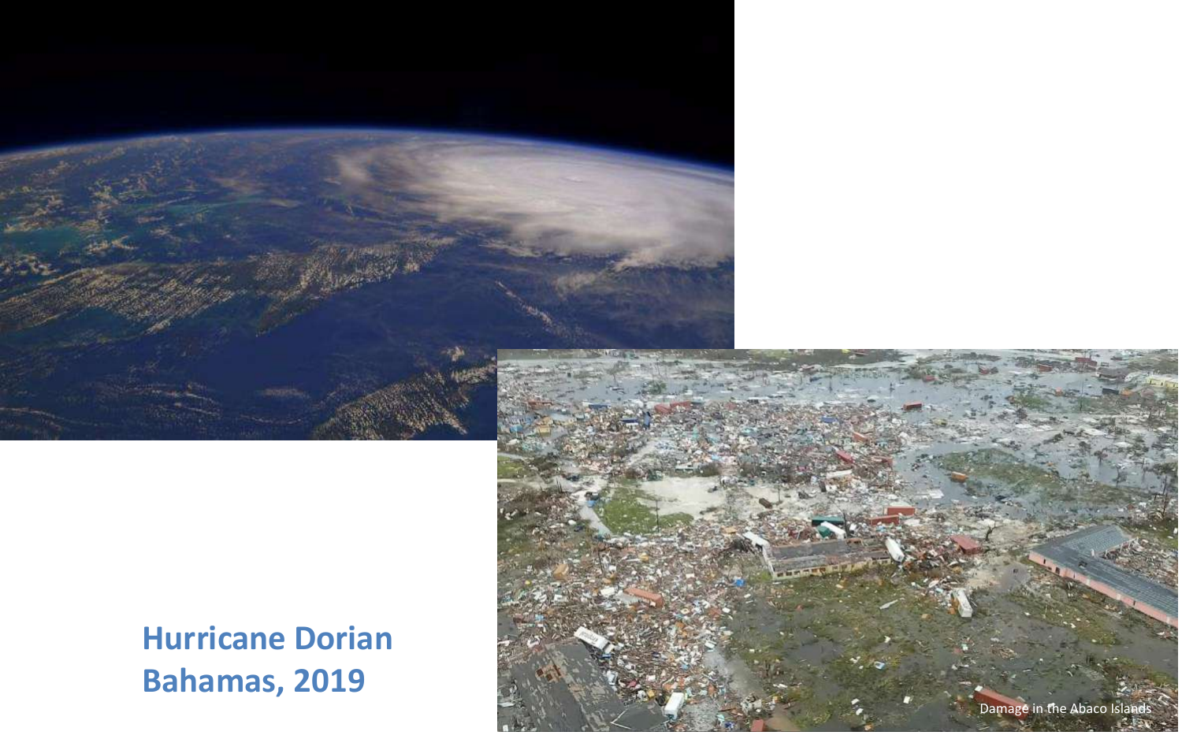**Hurricane Dorian**
**Bahamas, 2019**

Damage in the Abaco Islands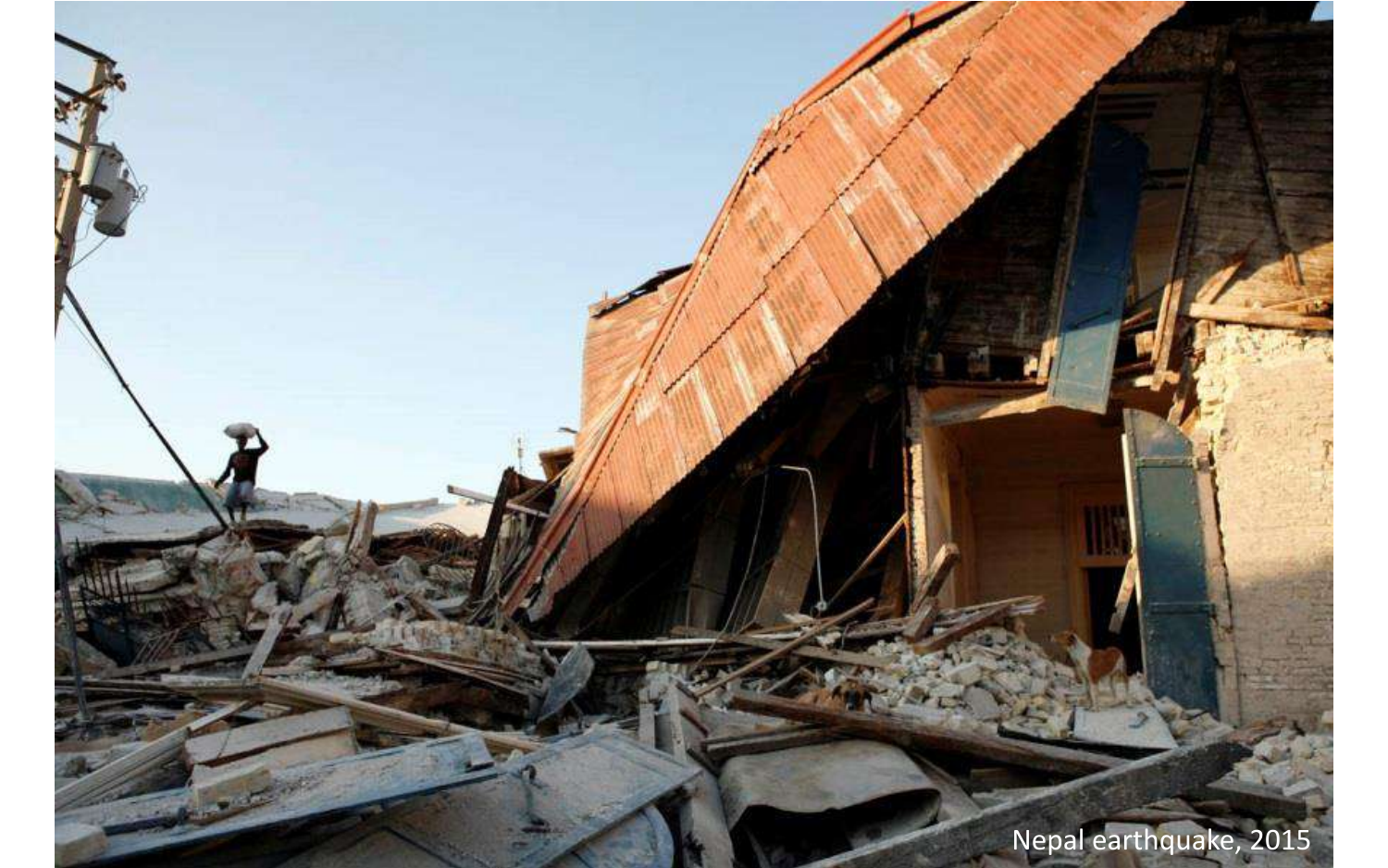Nepal earthquake, 2015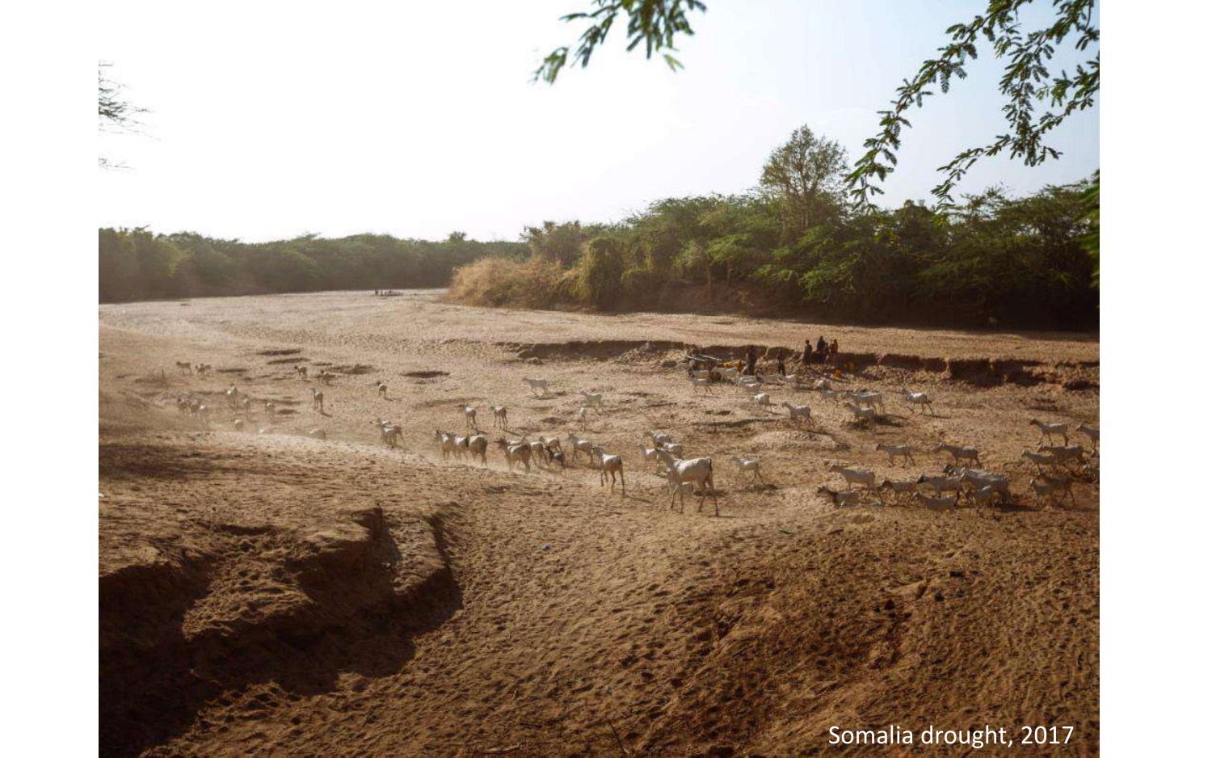Somalia drought, 2017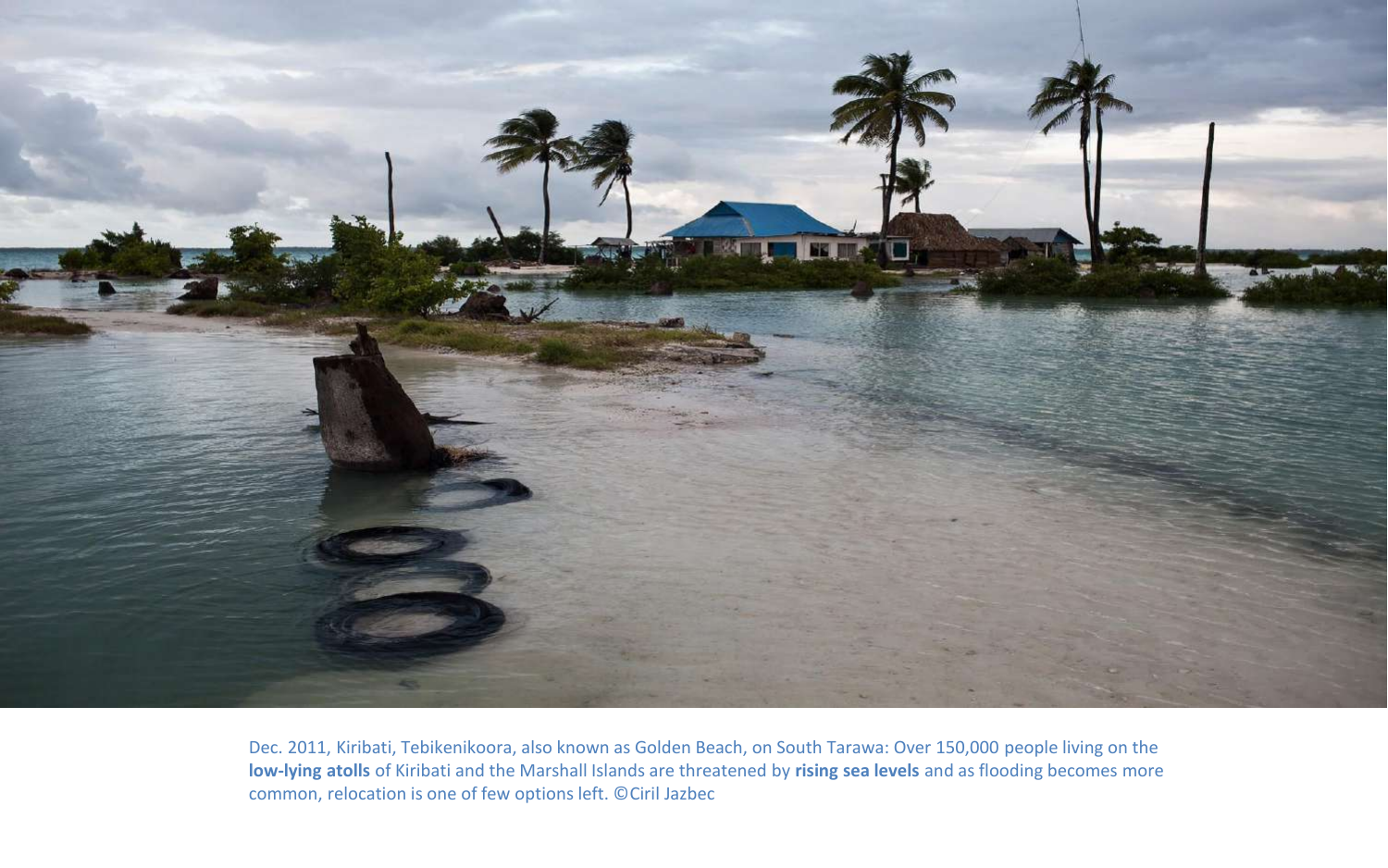Dec. 2011, Kiribati, Tebikenikoora, also known as Golden Beach, on South Tarawa: Over 150,000 people living on the **low-lying atolls** of Kiribati and the Marshall Islands are threatened by **rising sea levels** and as flooding becomes more common, relocation is one of few options left. ©Ciril Jazbec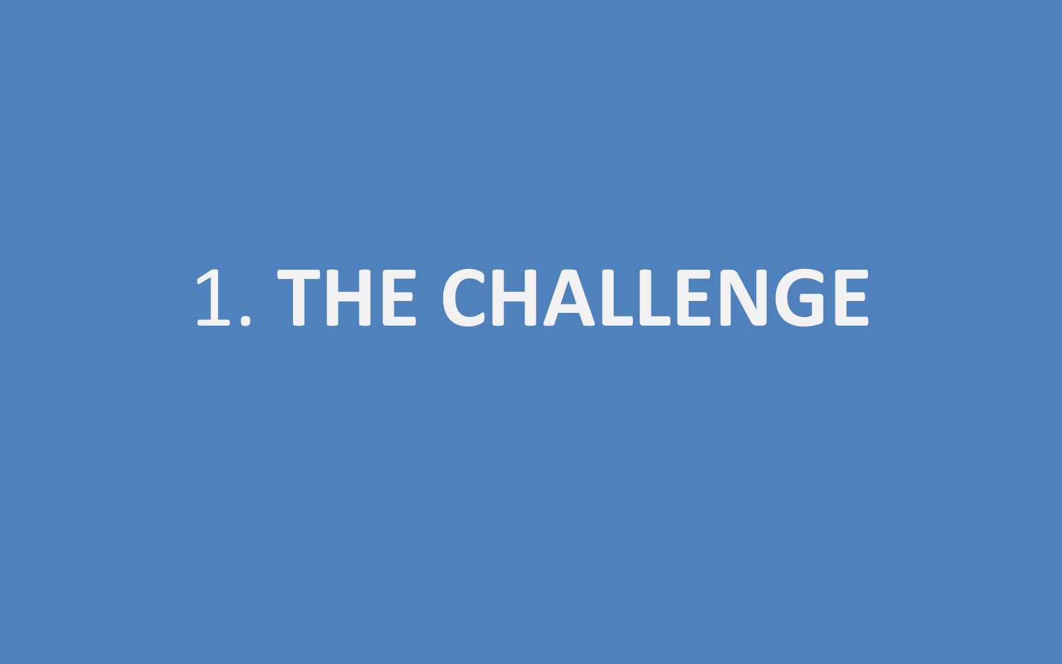# 1. THE CHALLENGE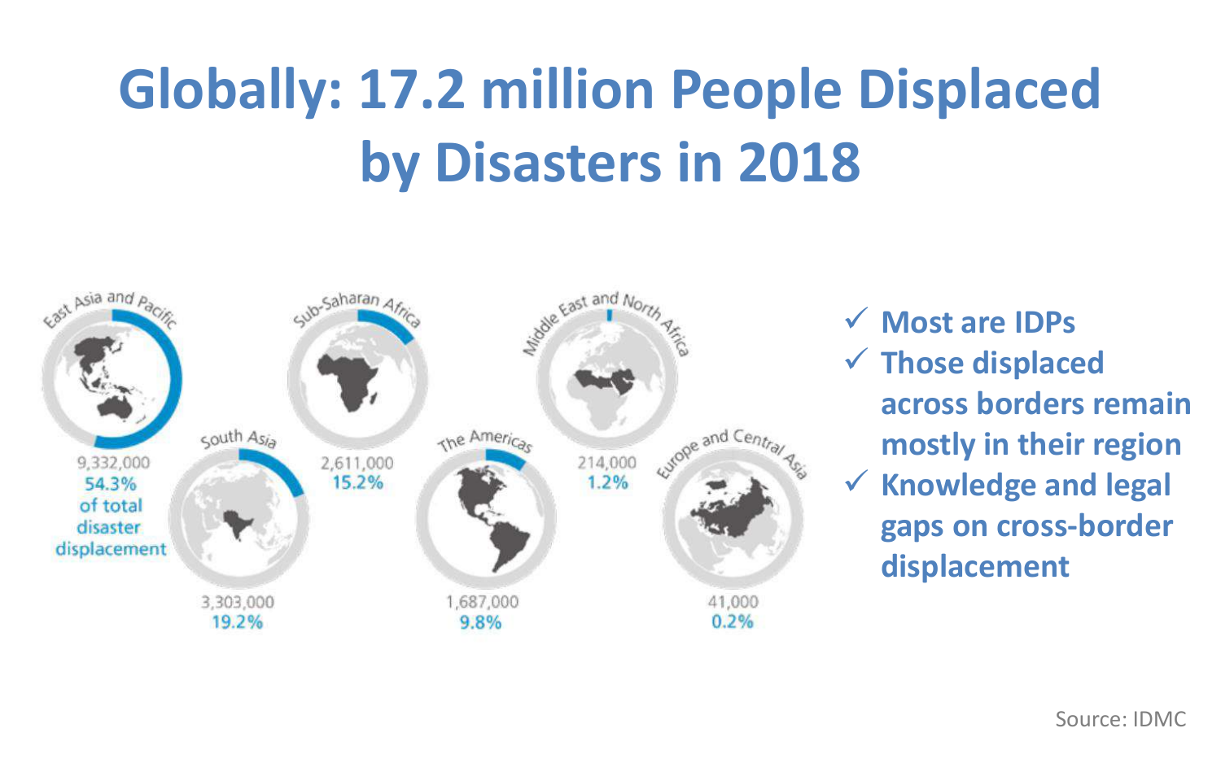# Globally: 17.2 million People Displaced by Disasters in 2018

East Asia and Pacific
9,332,000
54.3% of total disaster displacement

South Asia
3,303,000
19.2%

Sub-Saharan Africa
2,611,000
15.2%

The Americas
1,687,000
9.8%

Middle East and North Africa
214,000
1.2%

Europe and Central Asia
41,000
0.2%

- ✓ Most are IDPs
- ✓ Those displaced across borders remain mostly in their region
- ✓ Knowledge and legal gaps on cross-border displacement

Source: IDMC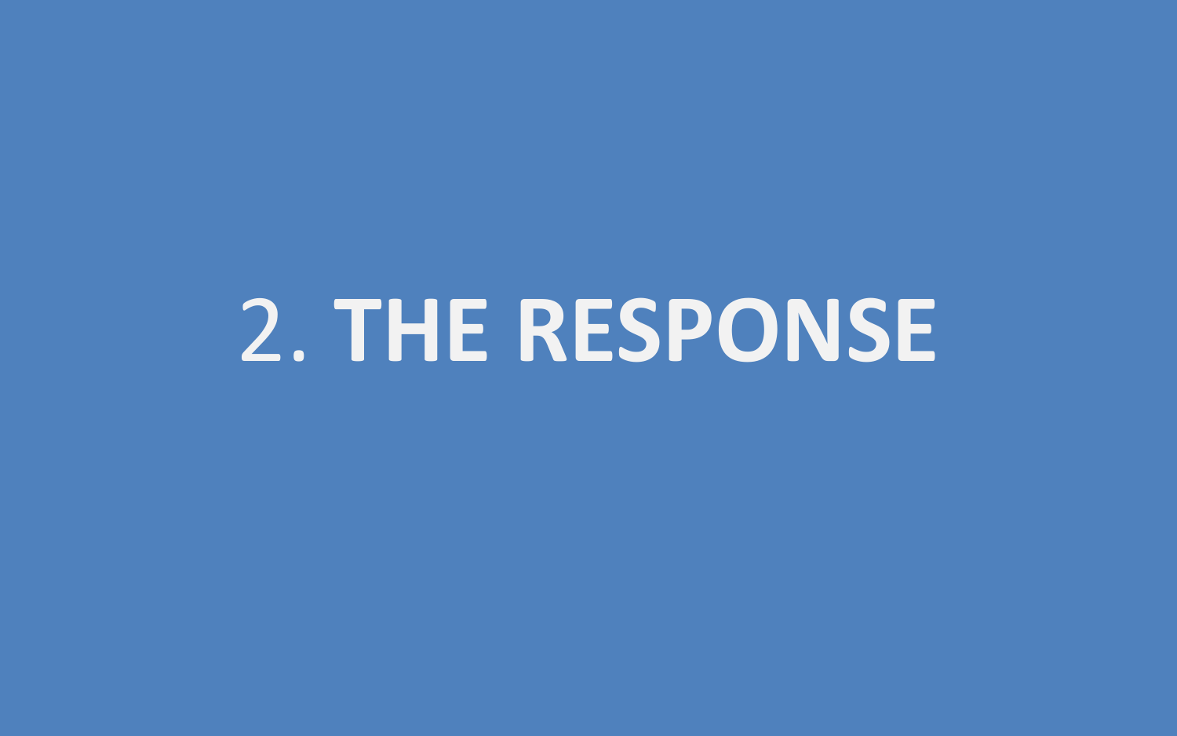# 2. THE RESPONSE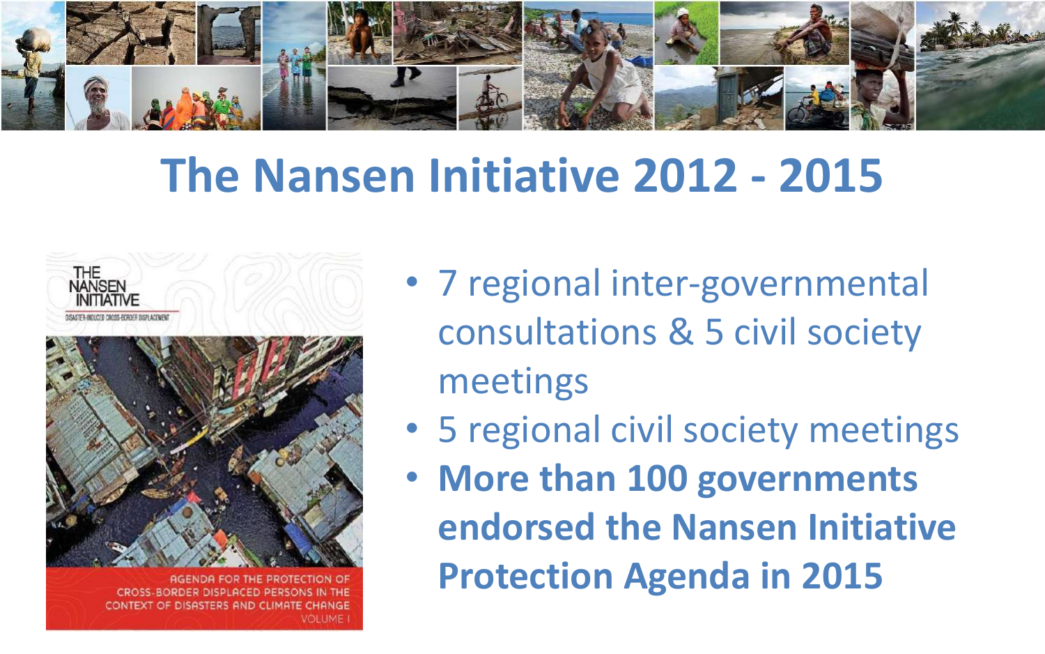# The Nansen Initiative 2012 - 2015

- 7 regional inter-governmental consultations & 5 civil society meetings
- 5 regional civil society meetings
- **More than 100 governments endorsed the Nansen Initiative Protection Agenda in 2015**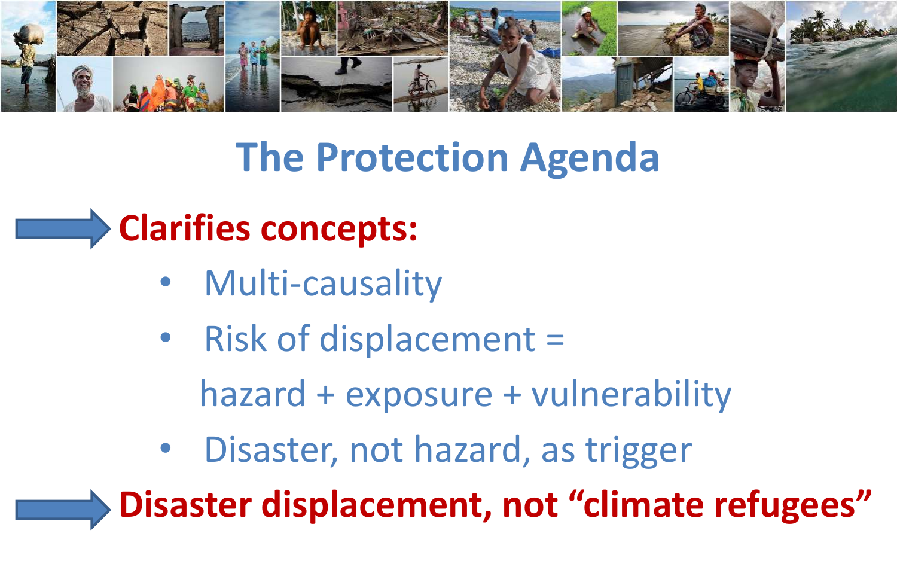# The Protection Agenda

**Clarifies concepts:**

- Multi-causality
- Risk of displacement = hazard + exposure + vulnerability
- Disaster, not hazard, as trigger

**Disaster displacement, not "climate refugees"**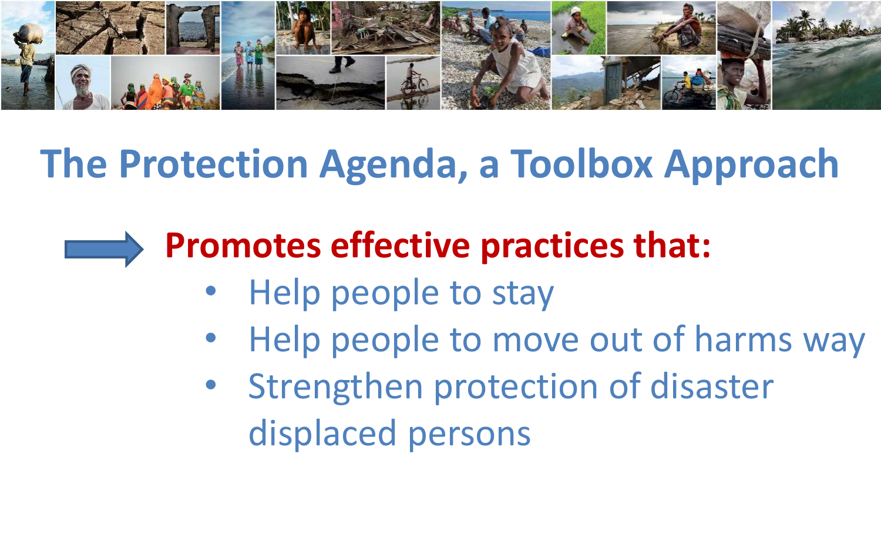# The Protection Agenda, a Toolbox Approach

**Promotes effective practices that:**

- Help people to stay
- Help people to move out of harms way
- Strengthen protection of disaster displaced persons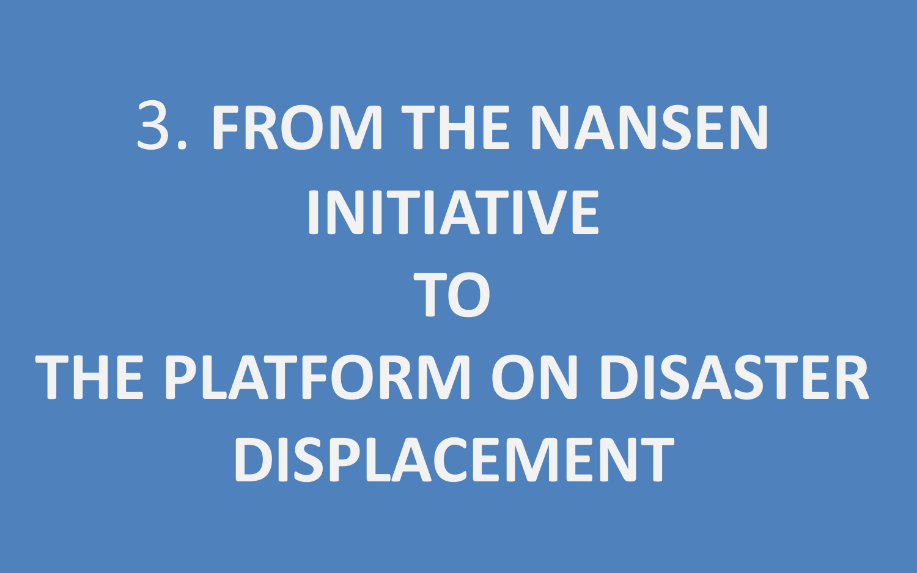# 3. FROM THE NANSEN INITIATIVE TO THE PLATFORM ON DISASTER DISPLACEMENT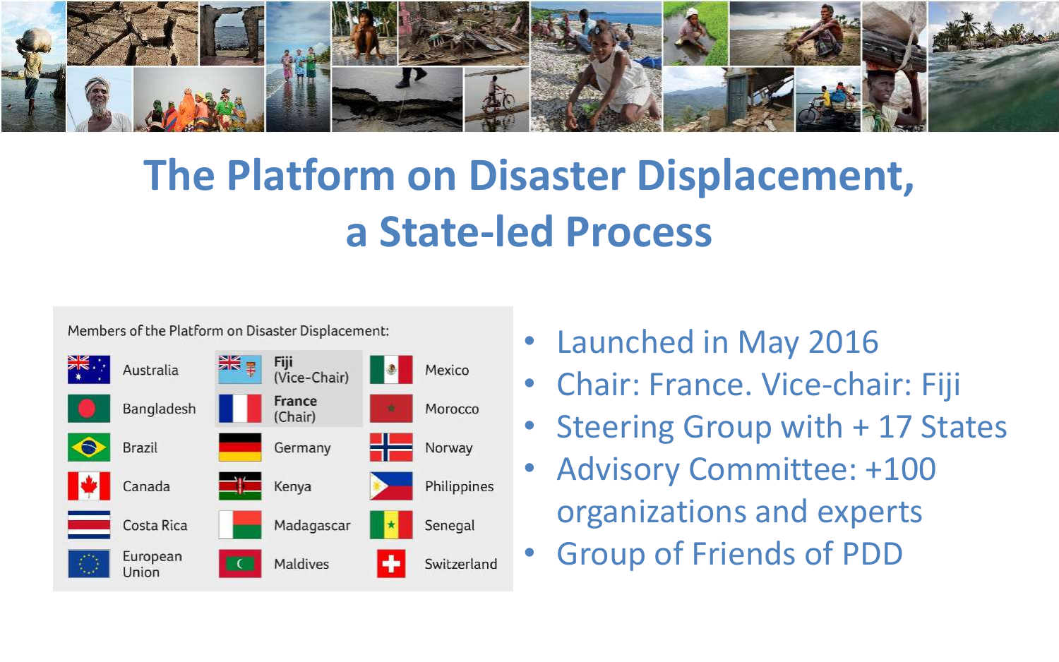# The Platform on Disaster Displacement, a State-led Process

Members of the Platform on Disaster Displacement:

| | | |
|---|---|---|
| Australia | **Fiji** (Vice-Chair) | Mexico |
| Bangladesh | **France** (Chair) | Morocco |
| Brazil | Germany | Norway |
| Canada | Kenya | Philippines |
| Costa Rica | Madagascar | Senegal |
| European Union | Maldives | Switzerland |

- Launched in May 2016
- Chair: France. Vice-chair: Fiji
- Steering Group with + 17 States
- Advisory Committee: +100 organizations and experts
- Group of Friends of PDD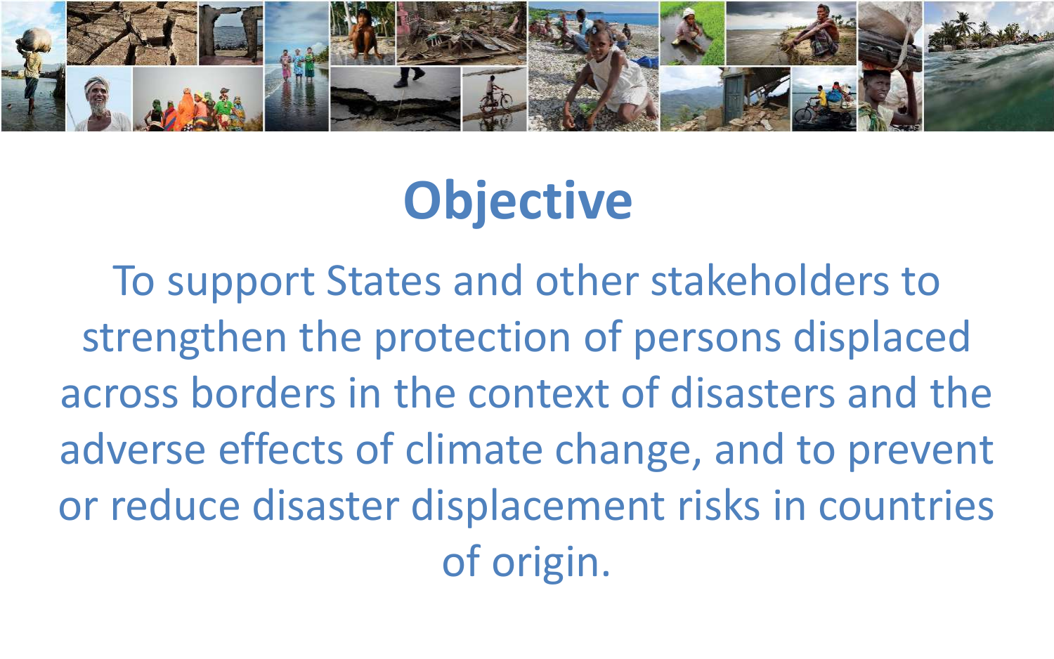# Objective

To support States and other stakeholders to strengthen the protection of persons displaced across borders in the context of disasters and the adverse effects of climate change, and to prevent or reduce disaster displacement risks in countries of origin.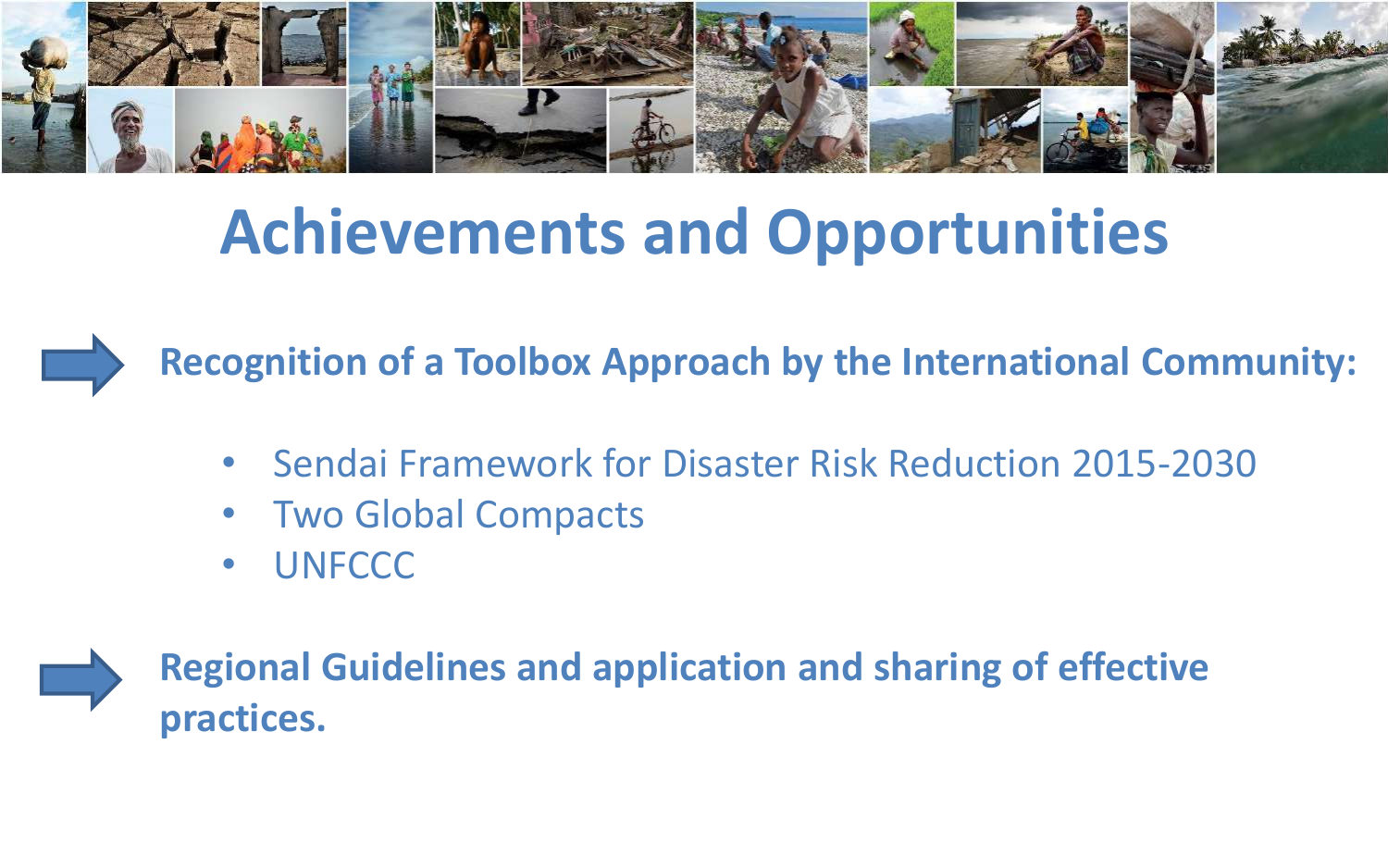# Achievements and Opportunities

- **Recognition of a Toolbox Approach by the International Community:**
  - Sendai Framework for Disaster Risk Reduction 2015-2030
  - Two Global Compacts
  - UNFCCC

- **Regional Guidelines and application and sharing of effective practices.**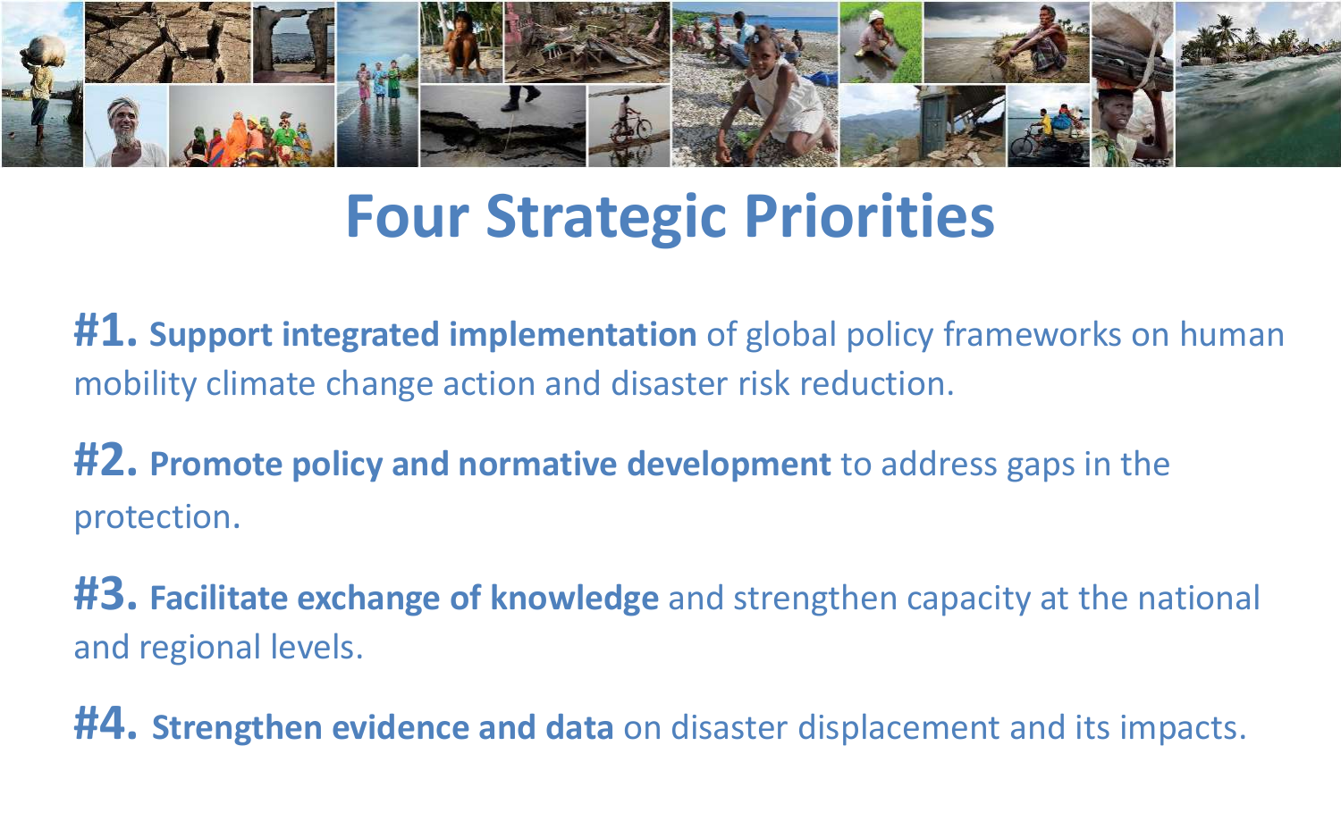# Four Strategic Priorities

**#1. Support integrated implementation** of global policy frameworks on human mobility climate change action and disaster risk reduction.

**#2. Promote policy and normative development** to address gaps in the protection.

**#3. Facilitate exchange of knowledge** and strengthen capacity at the national and regional levels.

**#4. Strengthen evidence and data** on disaster displacement and its impacts.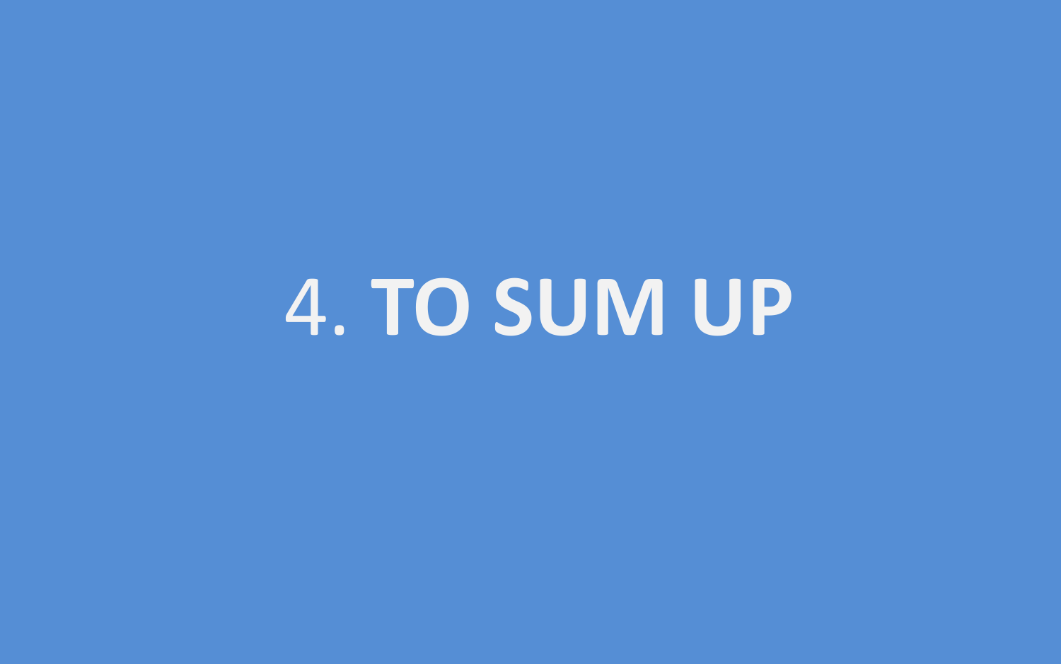# 4. **TO SUM UP**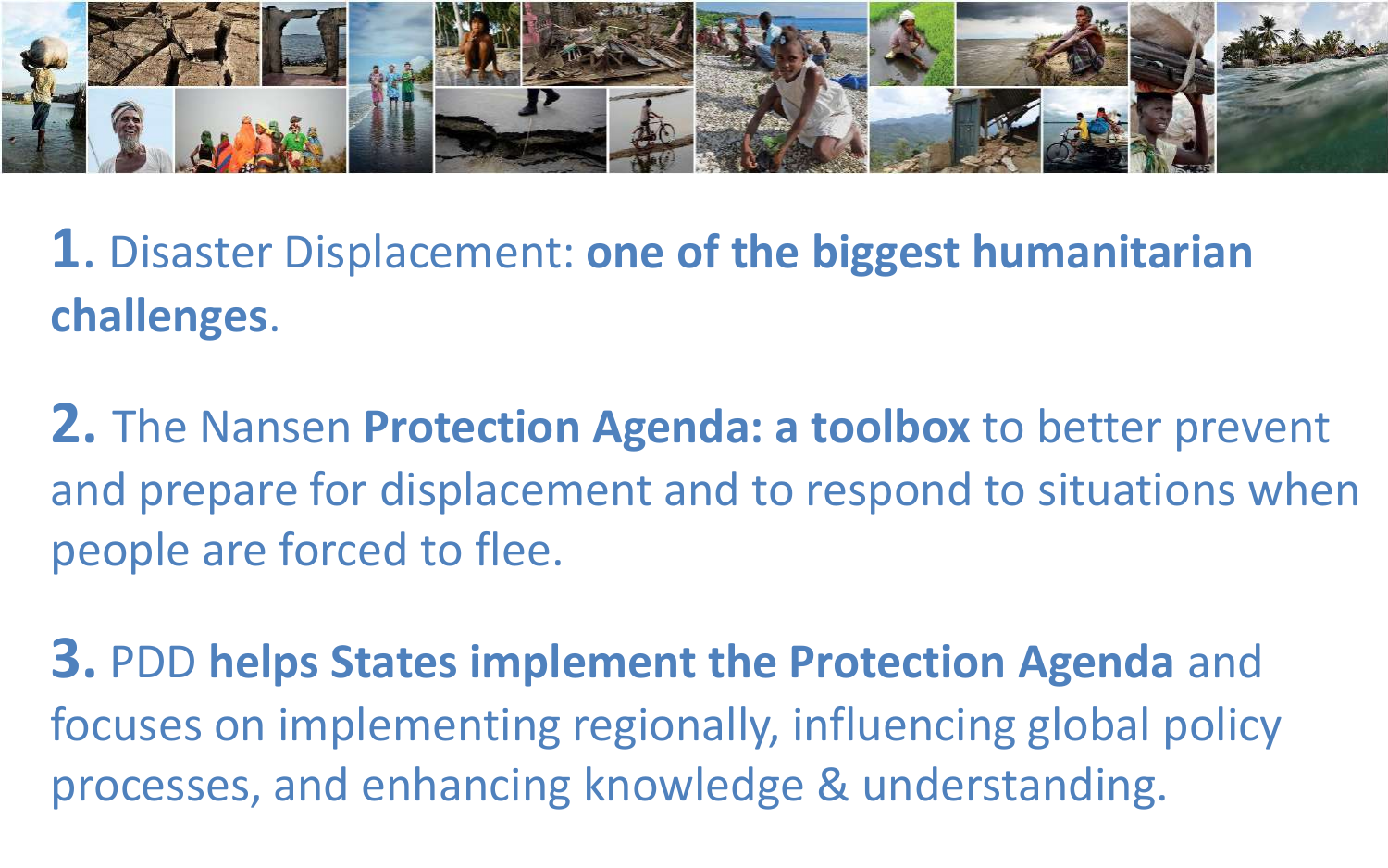**1.** Disaster Displacement: **one of the biggest humanitarian challenges**.

**2.** The Nansen **Protection Agenda: a toolbox** to better prevent and prepare for displacement and to respond to situations when people are forced to flee.

**3.** PDD **helps States implement the Protection Agenda** and focuses on implementing regionally, influencing global policy processes, and enhancing knowledge & understanding.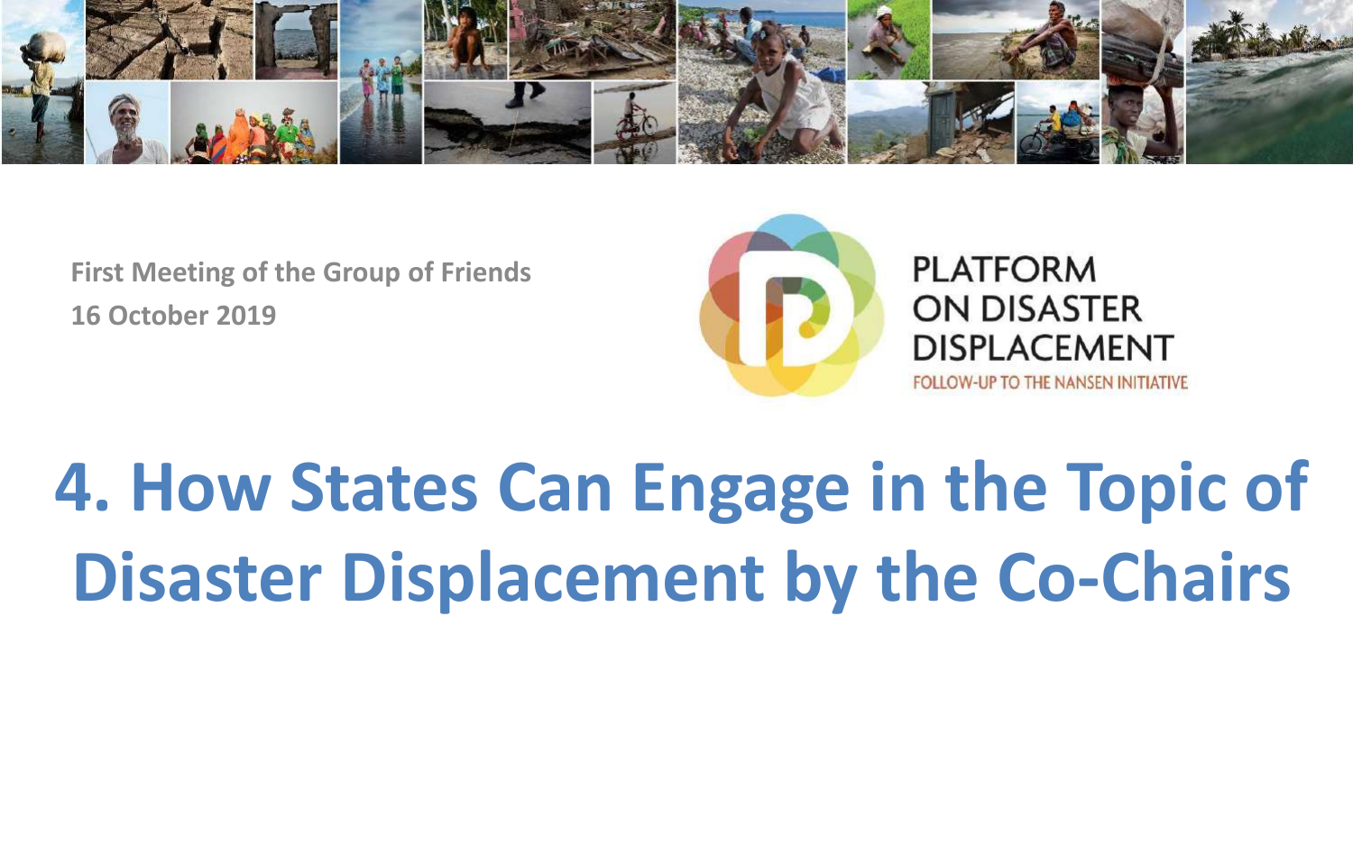First Meeting of the Group of Friends
16 October 2019

PLATFORM ON DISASTER DISPLACEMENT
FOLLOW-UP TO THE NANSEN INITIATIVE

# 4. How States Can Engage in the Topic of Disaster Displacement by the Co-Chairs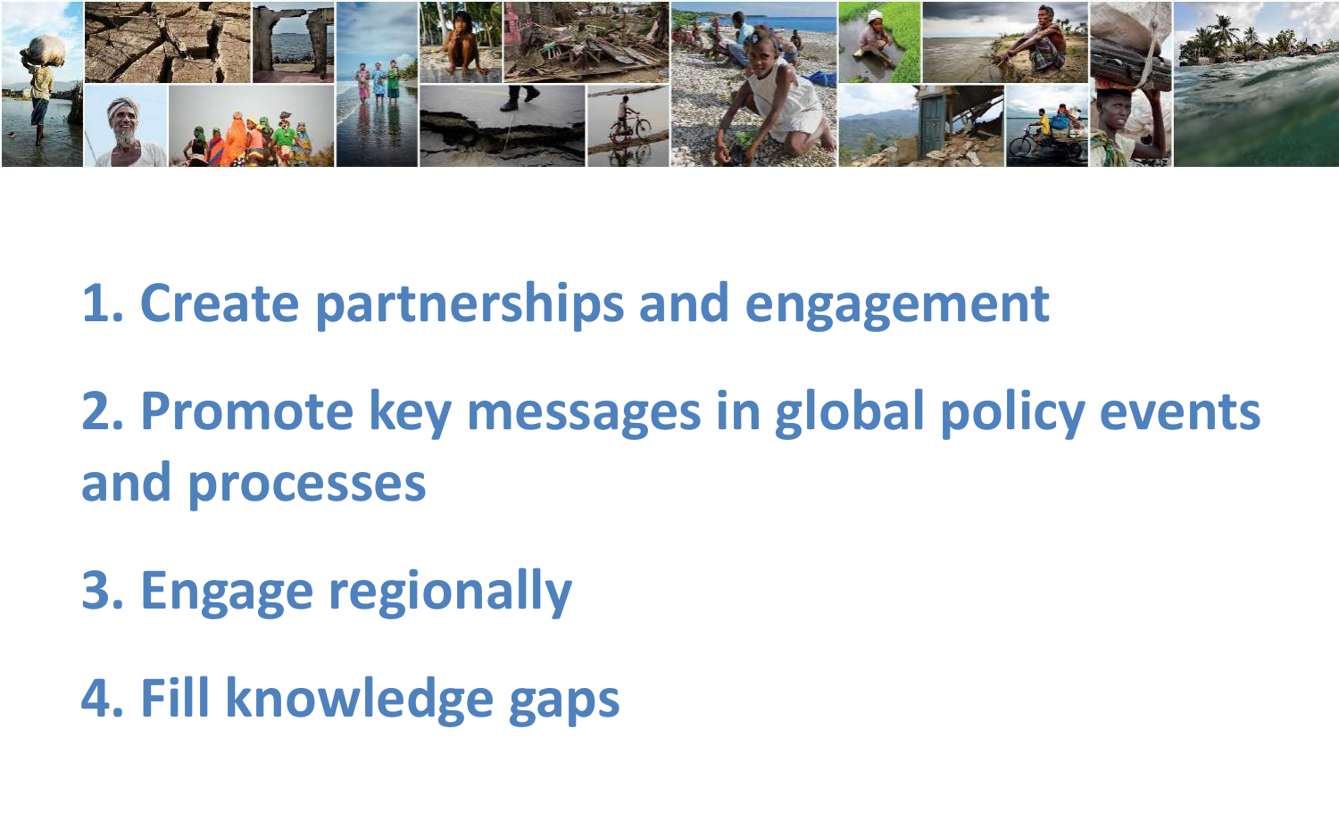1. Create partnerships and engagement
2. Promote key messages in global policy events and processes
3. Engage regionally
4. Fill knowledge gaps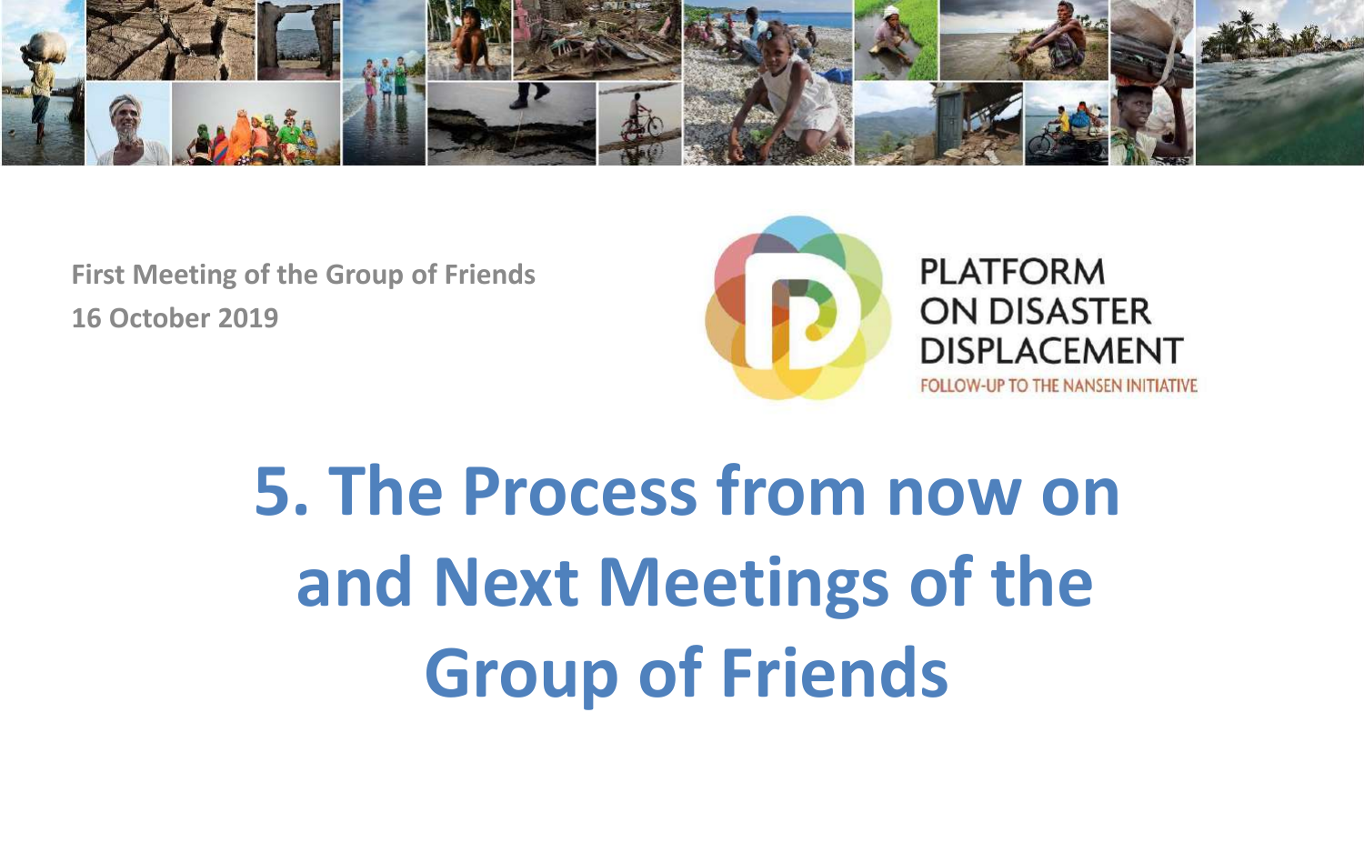**First Meeting of the Group of Friends**
**16 October 2019**

PLATFORM ON DISASTER DISPLACEMENT

FOLLOW-UP TO THE NANSEN INITIATIVE

# 5. The Process from now on and Next Meetings of the Group of Friends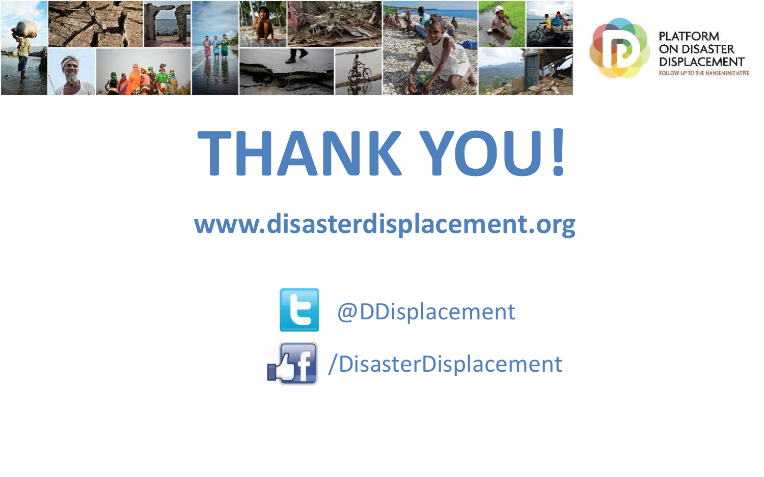PLATFORM ON DISASTER DISPLACEMENT

FOLLOW-UP TO THE NANSEN INITIATIVE

# THANK YOU!

**www.disasterdisplacement.org**

@DDisplacement

/DisasterDisplacement